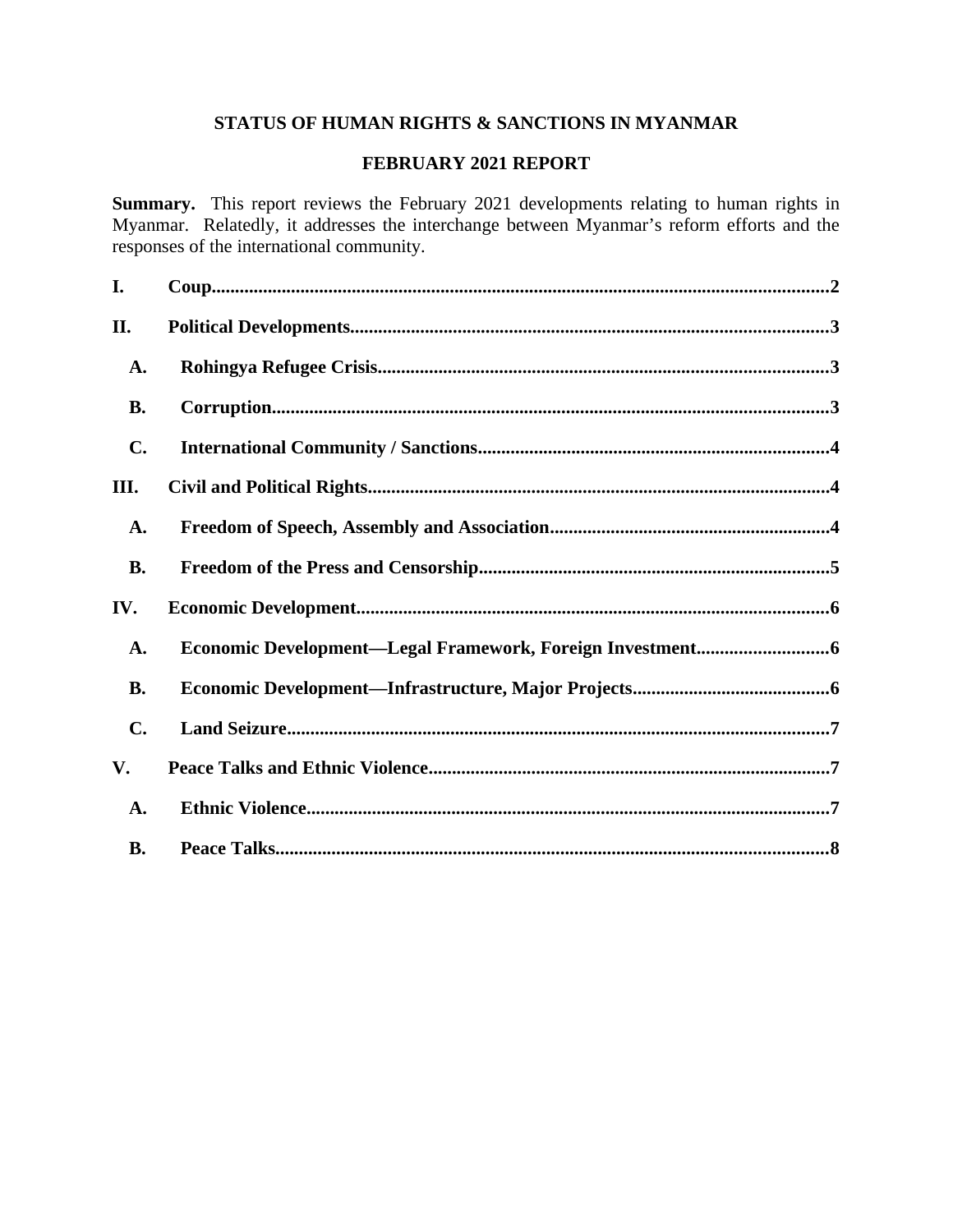# STATUS OF HUMAN RIGHTS & SANCTIONS IN MYANMAR

## FEBRUARY 2021 REPORT

**Summary.** This report reviews the February 2021 developments relating to human rights in Myanmar. Relatedly, it addresses the interchange between Myanmar's reform efforts and the responses of the international community.

**I. Coup** .......... **2**

**II. Political Developments** .......... **3**

- **A. Rohingya Refugee Crisis** .......... **3**
- **B. Corruption** .......... **3**
- **C. International Community / Sanctions** .......... **4**

**III. Civil and Political Rights** .......... **4**

- **A. Freedom of Speech, Assembly and Association** .......... **4**
- **B. Freedom of the Press and Censorship** .......... **5**

**IV. Economic Development** .......... **6**

- **A. Economic Development—Legal Framework, Foreign Investment** .......... **6**
- **B. Economic Development—Infrastructure, Major Projects** .......... **6**
- **C. Land Seizure** .......... **7**

**V. Peace Talks and Ethnic Violence** .......... **7**

- **A. Ethnic Violence** .......... **7**
- **B. Peace Talks** .......... **8**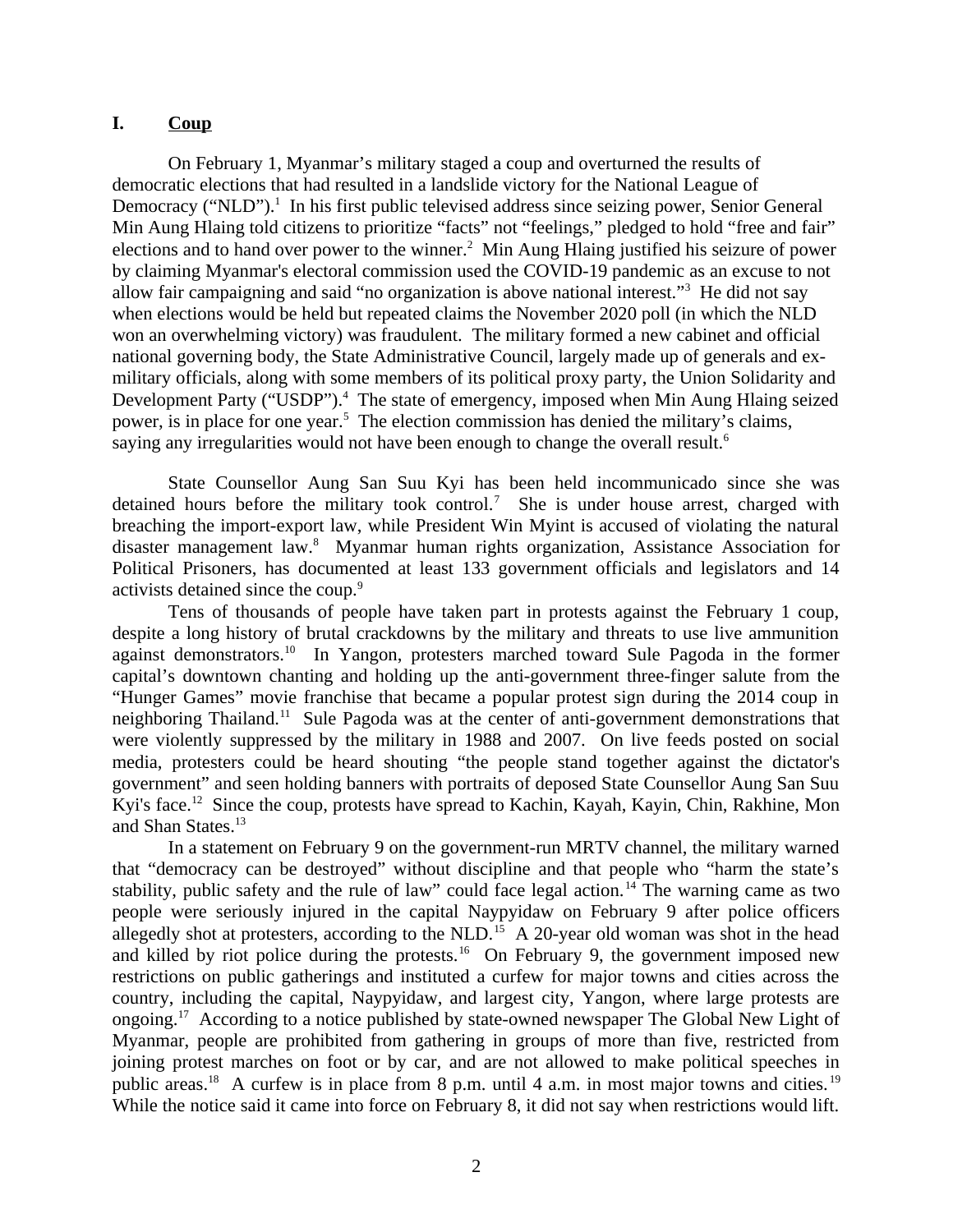## I. Coup

On February 1, Myanmar's military staged a coup and overturned the results of democratic elections that had resulted in a landslide victory for the National League of Democracy ("NLD").[1] In his first public televised address since seizing power, Senior General Min Aung Hlaing told citizens to prioritize "facts" not "feelings," pledged to hold "free and fair" elections and to hand over power to the winner.[2] Min Aung Hlaing justified his seizure of power by claiming Myanmar's electoral commission used the COVID-19 pandemic as an excuse to not allow fair campaigning and said "no organization is above national interest."[3] He did not say when elections would be held but repeated claims the November 2020 poll (in which the NLD won an overwhelming victory) was fraudulent. The military formed a new cabinet and official national governing body, the State Administrative Council, largely made up of generals and ex-military officials, along with some members of its political proxy party, the Union Solidarity and Development Party ("USDP").[4] The state of emergency, imposed when Min Aung Hlaing seized power, is in place for one year.[5] The election commission has denied the military's claims, saying any irregularities would not have been enough to change the overall result.[6]

State Counsellor Aung San Suu Kyi has been held incommunicado since she was detained hours before the military took control.[7] She is under house arrest, charged with breaching the import-export law, while President Win Myint is accused of violating the natural disaster management law.[8] Myanmar human rights organization, Assistance Association for Political Prisoners, has documented at least 133 government officials and legislators and 14 activists detained since the coup.[9]

Tens of thousands of people have taken part in protests against the February 1 coup, despite a long history of brutal crackdowns by the military and threats to use live ammunition against demonstrators.[10] In Yangon, protesters marched toward Sule Pagoda in the former capital's downtown chanting and holding up the anti-government three-finger salute from the "Hunger Games" movie franchise that became a popular protest sign during the 2014 coup in neighboring Thailand.[11] Sule Pagoda was at the center of anti-government demonstrations that were violently suppressed by the military in 1988 and 2007. On live feeds posted on social media, protesters could be heard shouting "the people stand together against the dictator's government" and seen holding banners with portraits of deposed State Counsellor Aung San Suu Kyi's face.[12] Since the coup, protests have spread to Kachin, Kayah, Kayin, Chin, Rakhine, Mon and Shan States.[13]

In a statement on February 9 on the government-run MRTV channel, the military warned that "democracy can be destroyed" without discipline and that people who "harm the state's stability, public safety and the rule of law" could face legal action.[14] The warning came as two people were seriously injured in the capital Naypyidaw on February 9 after police officers allegedly shot at protesters, according to the NLD.[15] A 20-year old woman was shot in the head and killed by riot police during the protests.[16] On February 9, the government imposed new restrictions on public gatherings and instituted a curfew for major towns and cities across the country, including the capital, Naypyidaw, and largest city, Yangon, where large protests are ongoing.[17] According to a notice published by state-owned newspaper The Global New Light of Myanmar, people are prohibited from gathering in groups of more than five, restricted from joining protest marches on foot or by car, and are not allowed to make political speeches in public areas.[18] A curfew is in place from 8 p.m. until 4 a.m. in most major towns and cities.[19] While the notice said it came into force on February 8, it did not say when restrictions would lift.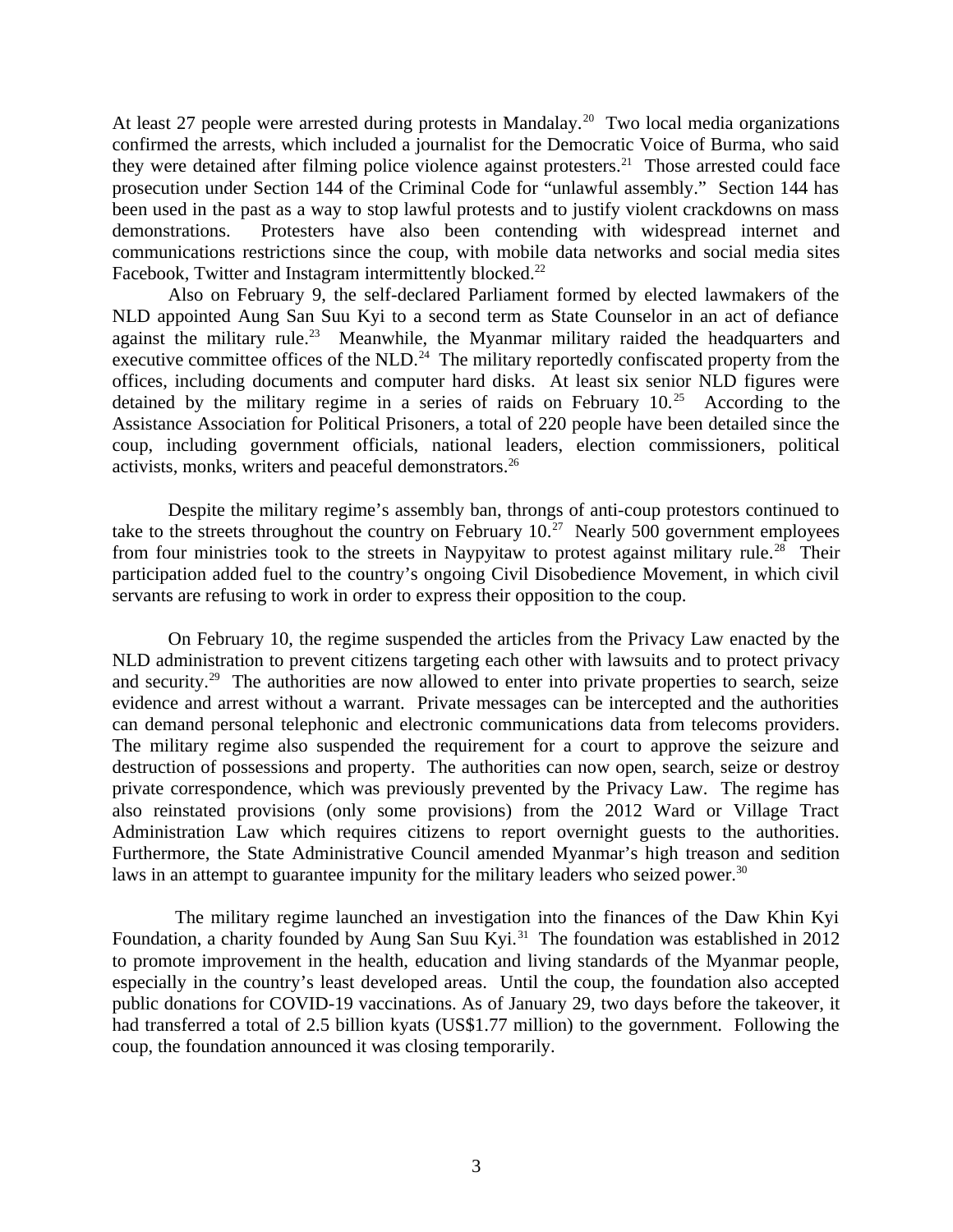At least 27 people were arrested during protests in Mandalay.[20] Two local media organizations confirmed the arrests, which included a journalist for the Democratic Voice of Burma, who said they were detained after filming police violence against protesters.[21] Those arrested could face prosecution under Section 144 of the Criminal Code for "unlawful assembly." Section 144 has been used in the past as a way to stop lawful protests and to justify violent crackdowns on mass demonstrations. Protesters have also been contending with widespread internet and communications restrictions since the coup, with mobile data networks and social media sites Facebook, Twitter and Instagram intermittently blocked.[22]

Also on February 9, the self-declared Parliament formed by elected lawmakers of the NLD appointed Aung San Suu Kyi to a second term as State Counselor in an act of defiance against the military rule.[23] Meanwhile, the Myanmar military raided the headquarters and executive committee offices of the NLD.[24] The military reportedly confiscated property from the offices, including documents and computer hard disks. At least six senior NLD figures were detained by the military regime in a series of raids on February 10.[25] According to the Assistance Association for Political Prisoners, a total of 220 people have been detailed since the coup, including government officials, national leaders, election commissioners, political activists, monks, writers and peaceful demonstrators.[26]

Despite the military regime's assembly ban, throngs of anti-coup protestors continued to take to the streets throughout the country on February 10.[27] Nearly 500 government employees from four ministries took to the streets in Naypyitaw to protest against military rule.[28] Their participation added fuel to the country's ongoing Civil Disobedience Movement, in which civil servants are refusing to work in order to express their opposition to the coup.

On February 10, the regime suspended the articles from the Privacy Law enacted by the NLD administration to prevent citizens targeting each other with lawsuits and to protect privacy and security.[29] The authorities are now allowed to enter into private properties to search, seize evidence and arrest without a warrant. Private messages can be intercepted and the authorities can demand personal telephonic and electronic communications data from telecoms providers. The military regime also suspended the requirement for a court to approve the seizure and destruction of possessions and property. The authorities can now open, search, seize or destroy private correspondence, which was previously prevented by the Privacy Law. The regime has also reinstated provisions (only some provisions) from the 2012 Ward or Village Tract Administration Law which requires citizens to report overnight guests to the authorities. Furthermore, the State Administrative Council amended Myanmar's high treason and sedition laws in an attempt to guarantee impunity for the military leaders who seized power.[30]

The military regime launched an investigation into the finances of the Daw Khin Kyi Foundation, a charity founded by Aung San Suu Kyi.[31] The foundation was established in 2012 to promote improvement in the health, education and living standards of the Myanmar people, especially in the country's least developed areas. Until the coup, the foundation also accepted public donations for COVID-19 vaccinations. As of January 29, two days before the takeover, it had transferred a total of 2.5 billion kyats (US$1.77 million) to the government. Following the coup, the foundation announced it was closing temporarily.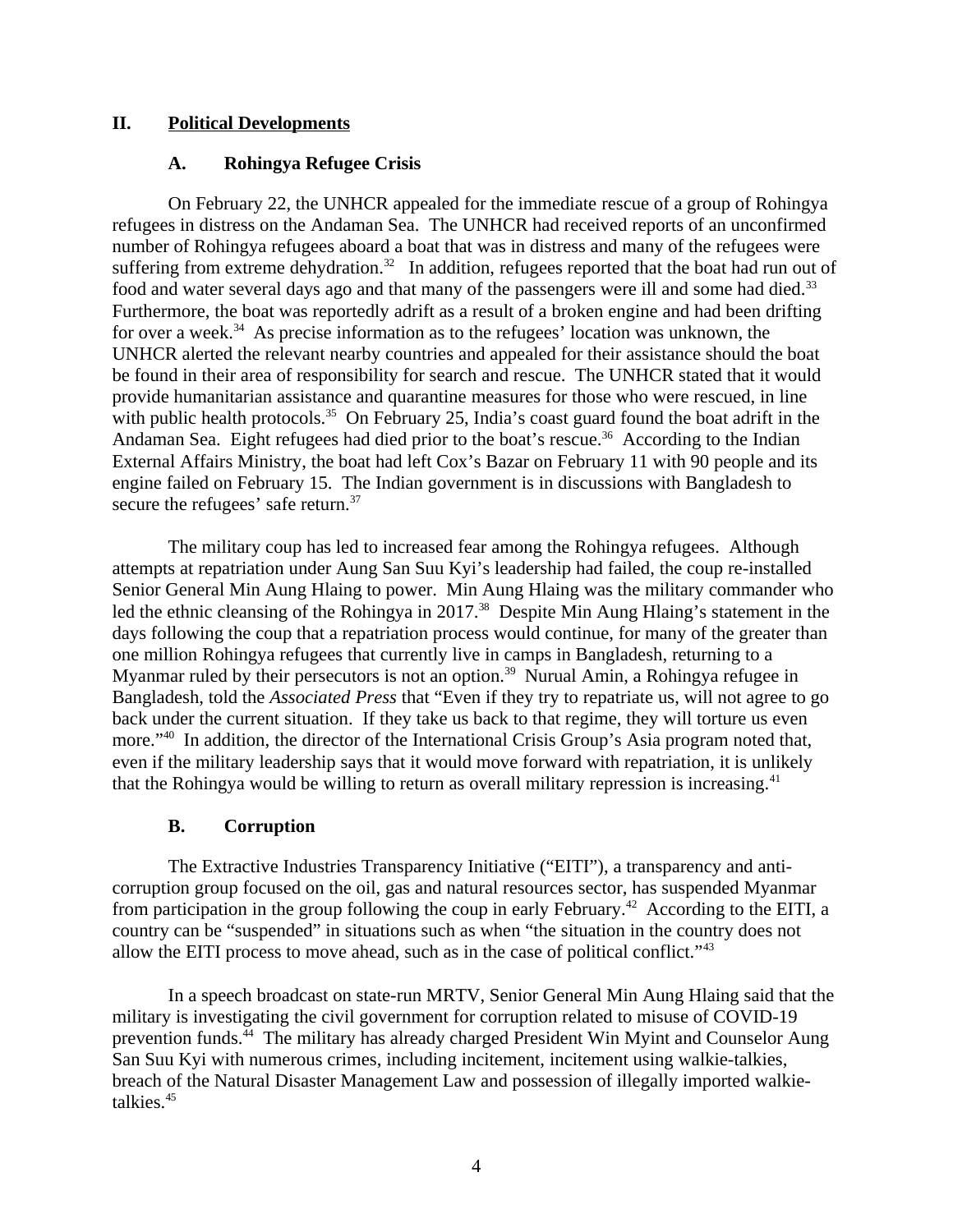## II. Political Developments

### A. Rohingya Refugee Crisis

On February 22, the UNHCR appealed for the immediate rescue of a group of Rohingya refugees in distress on the Andaman Sea. The UNHCR had received reports of an unconfirmed number of Rohingya refugees aboard a boat that was in distress and many of the refugees were suffering from extreme dehydration.[32] In addition, refugees reported that the boat had run out of food and water several days ago and that many of the passengers were ill and some had died.[33] Furthermore, the boat was reportedly adrift as a result of a broken engine and had been drifting for over a week.[34] As precise information as to the refugees' location was unknown, the UNHCR alerted the relevant nearby countries and appealed for their assistance should the boat be found in their area of responsibility for search and rescue. The UNHCR stated that it would provide humanitarian assistance and quarantine measures for those who were rescued, in line with public health protocols.[35] On February 25, India's coast guard found the boat adrift in the Andaman Sea. Eight refugees had died prior to the boat's rescue.[36] According to the Indian External Affairs Ministry, the boat had left Cox's Bazar on February 11 with 90 people and its engine failed on February 15. The Indian government is in discussions with Bangladesh to secure the refugees' safe return.[37]

The military coup has led to increased fear among the Rohingya refugees. Although attempts at repatriation under Aung San Suu Kyi's leadership had failed, the coup re-installed Senior General Min Aung Hlaing to power. Min Aung Hlaing was the military commander who led the ethnic cleansing of the Rohingya in 2017.[38] Despite Min Aung Hlaing's statement in the days following the coup that a repatriation process would continue, for many of the greater than one million Rohingya refugees that currently live in camps in Bangladesh, returning to a Myanmar ruled by their persecutors is not an option.[39] Nurual Amin, a Rohingya refugee in Bangladesh, told the *Associated Press* that "Even if they try to repatriate us, will not agree to go back under the current situation. If they take us back to that regime, they will torture us even more."[40] In addition, the director of the International Crisis Group's Asia program noted that, even if the military leadership says that it would move forward with repatriation, it is unlikely that the Rohingya would be willing to return as overall military repression is increasing.[41]

### B. Corruption

The Extractive Industries Transparency Initiative ("EITI"), a transparency and anti-corruption group focused on the oil, gas and natural resources sector, has suspended Myanmar from participation in the group following the coup in early February.[42] According to the EITI, a country can be "suspended" in situations such as when "the situation in the country does not allow the EITI process to move ahead, such as in the case of political conflict."[43]

In a speech broadcast on state-run MRTV, Senior General Min Aung Hlaing said that the military is investigating the civil government for corruption related to misuse of COVID-19 prevention funds.[44] The military has already charged President Win Myint and Counselor Aung San Suu Kyi with numerous crimes, including incitement, incitement using walkie-talkies, breach of the Natural Disaster Management Law and possession of illegally imported walkie-talkies.[45]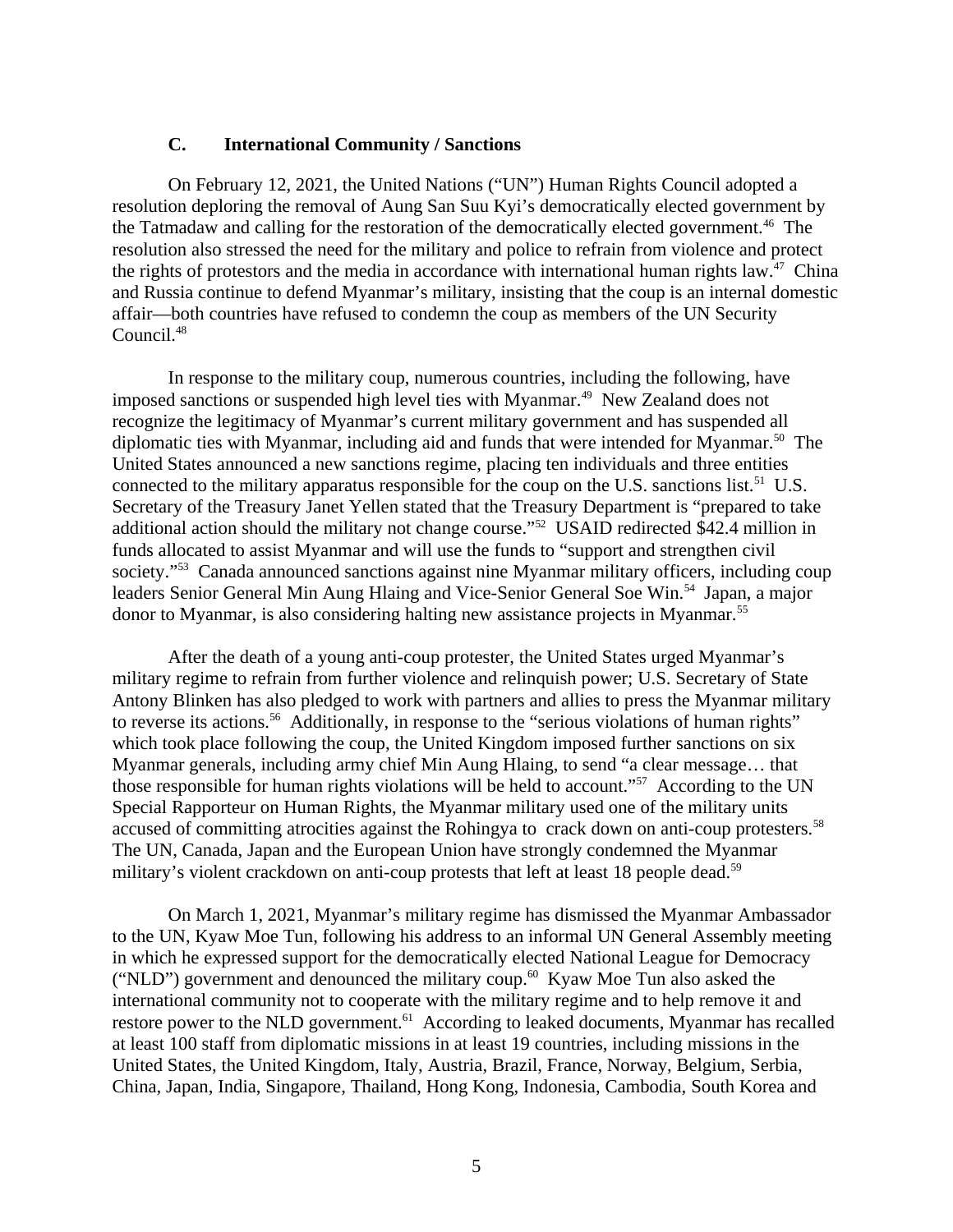### C. International Community / Sanctions

On February 12, 2021, the United Nations ("UN") Human Rights Council adopted a resolution deploring the removal of Aung San Suu Kyi's democratically elected government by the Tatmadaw and calling for the restoration of the democratically elected government.[46] The resolution also stressed the need for the military and police to refrain from violence and protect the rights of protestors and the media in accordance with international human rights law.[47] China and Russia continue to defend Myanmar's military, insisting that the coup is an internal domestic affair—both countries have refused to condemn the coup as members of the UN Security Council.[48]

In response to the military coup, numerous countries, including the following, have imposed sanctions or suspended high level ties with Myanmar.[49] New Zealand does not recognize the legitimacy of Myanmar's current military government and has suspended all diplomatic ties with Myanmar, including aid and funds that were intended for Myanmar.[50] The United States announced a new sanctions regime, placing ten individuals and three entities connected to the military apparatus responsible for the coup on the U.S. sanctions list.[51] U.S. Secretary of the Treasury Janet Yellen stated that the Treasury Department is "prepared to take additional action should the military not change course."[52] USAID redirected $42.4 million in funds allocated to assist Myanmar and will use the funds to "support and strengthen civil society."[53] Canada announced sanctions against nine Myanmar military officers, including coup leaders Senior General Min Aung Hlaing and Vice-Senior General Soe Win.[54] Japan, a major donor to Myanmar, is also considering halting new assistance projects in Myanmar.[55]

After the death of a young anti-coup protester, the United States urged Myanmar's military regime to refrain from further violence and relinquish power; U.S. Secretary of State Antony Blinken has also pledged to work with partners and allies to press the Myanmar military to reverse its actions.[56] Additionally, in response to the "serious violations of human rights" which took place following the coup, the United Kingdom imposed further sanctions on six Myanmar generals, including army chief Min Aung Hlaing, to send "a clear message… that those responsible for human rights violations will be held to account."[57] According to the UN Special Rapporteur on Human Rights, the Myanmar military used one of the military units accused of committing atrocities against the Rohingya to crack down on anti-coup protesters.[58] The UN, Canada, Japan and the European Union have strongly condemned the Myanmar military's violent crackdown on anti-coup protests that left at least 18 people dead.[59]

On March 1, 2021, Myanmar's military regime has dismissed the Myanmar Ambassador to the UN, Kyaw Moe Tun, following his address to an informal UN General Assembly meeting in which he expressed support for the democratically elected National League for Democracy ("NLD") government and denounced the military coup.[60] Kyaw Moe Tun also asked the international community not to cooperate with the military regime and to help remove it and restore power to the NLD government.[61] According to leaked documents, Myanmar has recalled at least 100 staff from diplomatic missions in at least 19 countries, including missions in the United States, the United Kingdom, Italy, Austria, Brazil, France, Norway, Belgium, Serbia, China, Japan, India, Singapore, Thailand, Hong Kong, Indonesia, Cambodia, South Korea and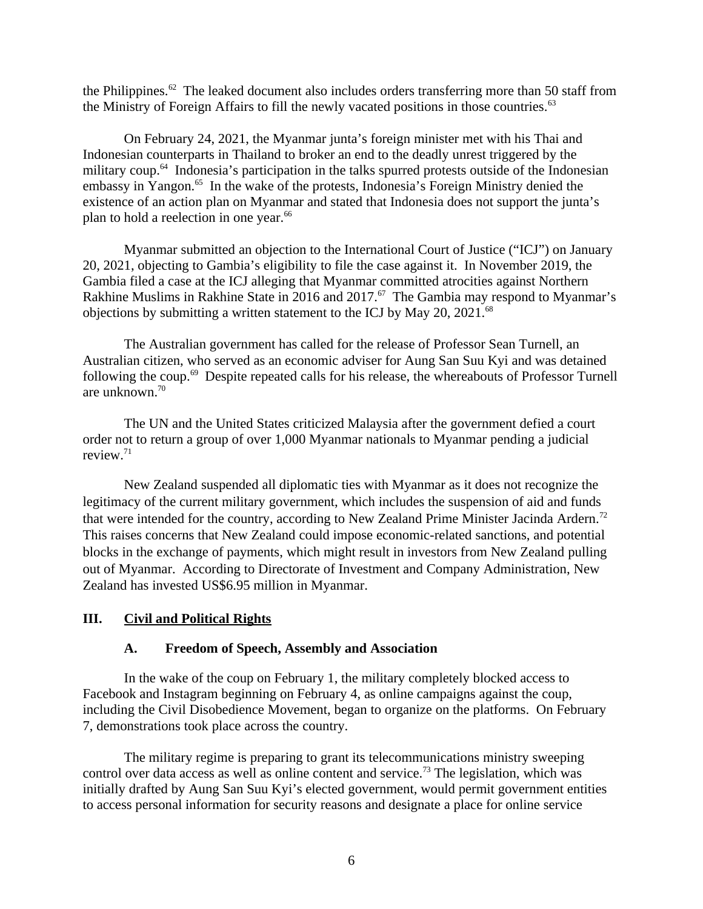the Philippines.[62] The leaked document also includes orders transferring more than 50 staff from the Ministry of Foreign Affairs to fill the newly vacated positions in those countries.[63]

On February 24, 2021, the Myanmar junta's foreign minister met with his Thai and Indonesian counterparts in Thailand to broker an end to the deadly unrest triggered by the military coup.[64] Indonesia's participation in the talks spurred protests outside of the Indonesian embassy in Yangon.[65] In the wake of the protests, Indonesia's Foreign Ministry denied the existence of an action plan on Myanmar and stated that Indonesia does not support the junta's plan to hold a reelection in one year.[66]

Myanmar submitted an objection to the International Court of Justice ("ICJ") on January 20, 2021, objecting to Gambia's eligibility to file the case against it. In November 2019, the Gambia filed a case at the ICJ alleging that Myanmar committed atrocities against Northern Rakhine Muslims in Rakhine State in 2016 and 2017.[67] The Gambia may respond to Myanmar's objections by submitting a written statement to the ICJ by May 20, 2021.[68]

The Australian government has called for the release of Professor Sean Turnell, an Australian citizen, who served as an economic adviser for Aung San Suu Kyi and was detained following the coup.[69] Despite repeated calls for his release, the whereabouts of Professor Turnell are unknown.[70]

The UN and the United States criticized Malaysia after the government defied a court order not to return a group of over 1,000 Myanmar nationals to Myanmar pending a judicial review.[71]

New Zealand suspended all diplomatic ties with Myanmar as it does not recognize the legitimacy of the current military government, which includes the suspension of aid and funds that were intended for the country, according to New Zealand Prime Minister Jacinda Ardern.[72] This raises concerns that New Zealand could impose economic-related sanctions, and potential blocks in the exchange of payments, which might result in investors from New Zealand pulling out of Myanmar. According to Directorate of Investment and Company Administration, New Zealand has invested US$6.95 million in Myanmar.

## III. Civil and Political Rights

### A. Freedom of Speech, Assembly and Association

In the wake of the coup on February 1, the military completely blocked access to Facebook and Instagram beginning on February 4, as online campaigns against the coup, including the Civil Disobedience Movement, began to organize on the platforms. On February 7, demonstrations took place across the country.

The military regime is preparing to grant its telecommunications ministry sweeping control over data access as well as online content and service.[73] The legislation, which was initially drafted by Aung San Suu Kyi's elected government, would permit government entities to access personal information for security reasons and designate a place for online service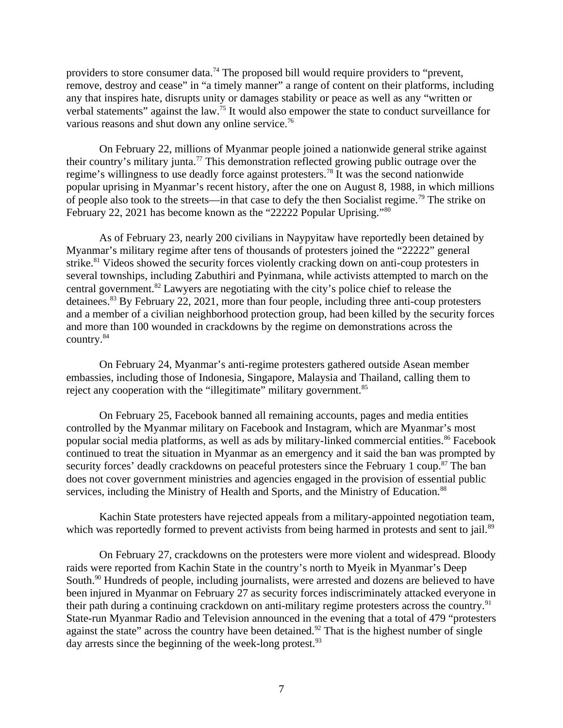providers to store consumer data.[74] The proposed bill would require providers to "prevent, remove, destroy and cease" in "a timely manner" a range of content on their platforms, including any that inspires hate, disrupts unity or damages stability or peace as well as any "written or verbal statements" against the law.[75] It would also empower the state to conduct surveillance for various reasons and shut down any online service.[76]

On February 22, millions of Myanmar people joined a nationwide general strike against their country's military junta.[77] This demonstration reflected growing public outrage over the regime's willingness to use deadly force against protesters.[78] It was the second nationwide popular uprising in Myanmar's recent history, after the one on August 8, 1988, in which millions of people also took to the streets—in that case to defy the then Socialist regime.[79] The strike on February 22, 2021 has become known as the "22222 Popular Uprising."[80]

As of February 23, nearly 200 civilians in Naypyitaw have reportedly been detained by Myanmar's military regime after tens of thousands of protesters joined the "22222" general strike.[81] Videos showed the security forces violently cracking down on anti-coup protesters in several townships, including Zabuthiri and Pyinmana, while activists attempted to march on the central government.[82] Lawyers are negotiating with the city's police chief to release the detainees.[83] By February 22, 2021, more than four people, including three anti-coup protesters and a member of a civilian neighborhood protection group, had been killed by the security forces and more than 100 wounded in crackdowns by the regime on demonstrations across the country.[84]

On February 24, Myanmar's anti-regime protesters gathered outside Asean member embassies, including those of Indonesia, Singapore, Malaysia and Thailand, calling them to reject any cooperation with the "illegitimate" military government.[85]

On February 25, Facebook banned all remaining accounts, pages and media entities controlled by the Myanmar military on Facebook and Instagram, which are Myanmar's most popular social media platforms, as well as ads by military-linked commercial entities.[86] Facebook continued to treat the situation in Myanmar as an emergency and it said the ban was prompted by security forces' deadly crackdowns on peaceful protesters since the February 1 coup.[87] The ban does not cover government ministries and agencies engaged in the provision of essential public services, including the Ministry of Health and Sports, and the Ministry of Education.[88]

Kachin State protesters have rejected appeals from a military-appointed negotiation team, which was reportedly formed to prevent activists from being harmed in protests and sent to jail.[89]

On February 27, crackdowns on the protesters were more violent and widespread. Bloody raids were reported from Kachin State in the country's north to Myeik in Myanmar's Deep South.[90] Hundreds of people, including journalists, were arrested and dozens are believed to have been injured in Myanmar on February 27 as security forces indiscriminately attacked everyone in their path during a continuing crackdown on anti-military regime protesters across the country.[91] State-run Myanmar Radio and Television announced in the evening that a total of 479 "protesters against the state" across the country have been detained.[92] That is the highest number of single day arrests since the beginning of the week-long protest.[93]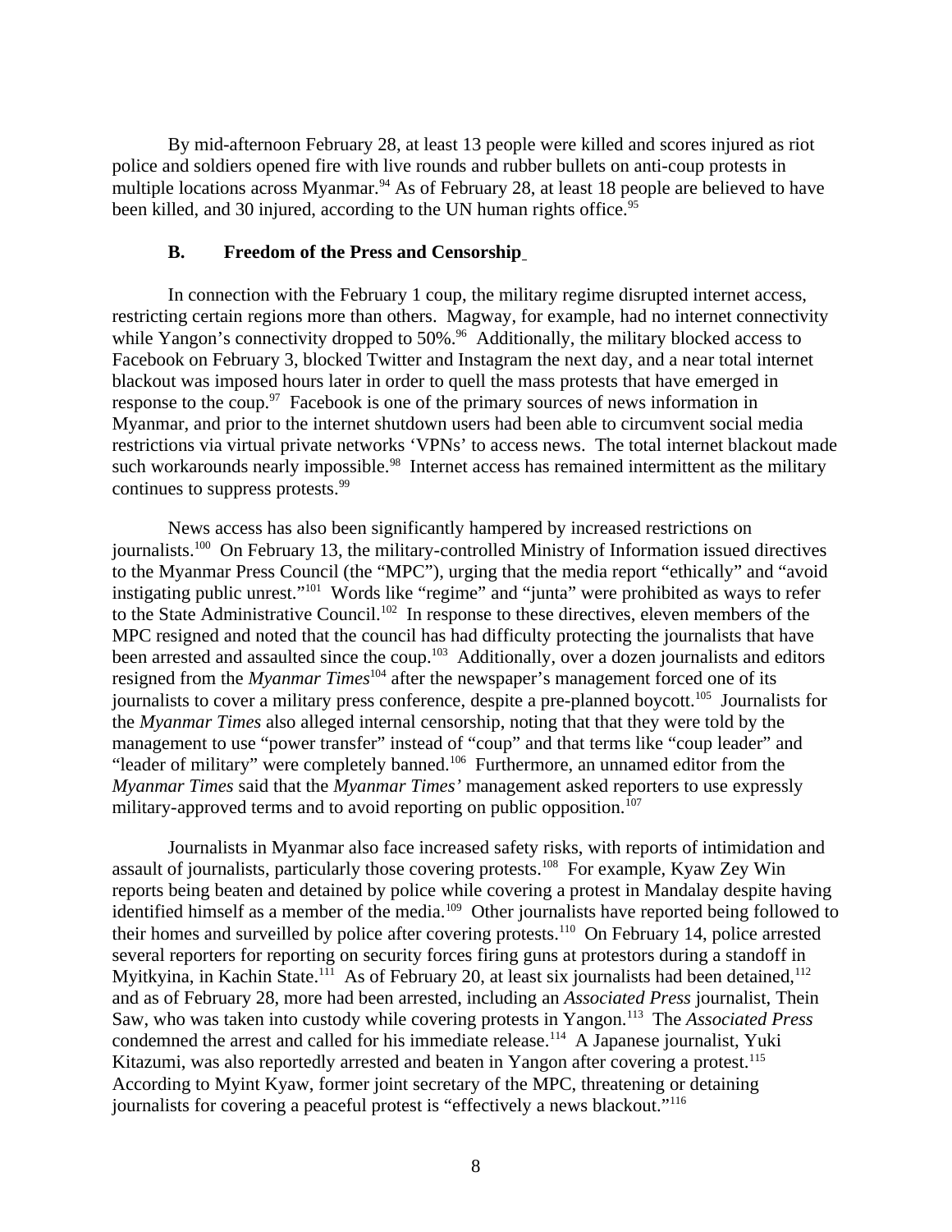By mid-afternoon February 28, at least 13 people were killed and scores injured as riot police and soldiers opened fire with live rounds and rubber bullets on anti-coup protests in multiple locations across Myanmar.[94] As of February 28, at least 18 people are believed to have been killed, and 30 injured, according to the UN human rights office.[95]

### B. Freedom of the Press and Censorship

In connection with the February 1 coup, the military regime disrupted internet access, restricting certain regions more than others. Magway, for example, had no internet connectivity while Yangon's connectivity dropped to 50%.[96] Additionally, the military blocked access to Facebook on February 3, blocked Twitter and Instagram the next day, and a near total internet blackout was imposed hours later in order to quell the mass protests that have emerged in response to the coup.[97] Facebook is one of the primary sources of news information in Myanmar, and prior to the internet shutdown users had been able to circumvent social media restrictions via virtual private networks 'VPNs' to access news. The total internet blackout made such workarounds nearly impossible.[98] Internet access has remained intermittent as the military continues to suppress protests.[99]

News access has also been significantly hampered by increased restrictions on journalists.[100] On February 13, the military-controlled Ministry of Information issued directives to the Myanmar Press Council (the "MPC"), urging that the media report "ethically" and "avoid instigating public unrest."[101] Words like "regime" and "junta" were prohibited as ways to refer to the State Administrative Council.[102] In response to these directives, eleven members of the MPC resigned and noted that the council has had difficulty protecting the journalists that have been arrested and assaulted since the coup.[103] Additionally, over a dozen journalists and editors resigned from the *Myanmar Times*[104] after the newspaper's management forced one of its journalists to cover a military press conference, despite a pre-planned boycott.[105] Journalists for the *Myanmar Times* also alleged internal censorship, noting that that they were told by the management to use "power transfer" instead of "coup" and that terms like "coup leader" and "leader of military" were completely banned.[106] Furthermore, an unnamed editor from the *Myanmar Times* said that the *Myanmar Times'* management asked reporters to use expressly military-approved terms and to avoid reporting on public opposition.[107]

Journalists in Myanmar also face increased safety risks, with reports of intimidation and assault of journalists, particularly those covering protests.[108] For example, Kyaw Zey Win reports being beaten and detained by police while covering a protest in Mandalay despite having identified himself as a member of the media.[109] Other journalists have reported being followed to their homes and surveilled by police after covering protests.[110] On February 14, police arrested several reporters for reporting on security forces firing guns at protestors during a standoff in Myitkyina, in Kachin State.[111] As of February 20, at least six journalists had been detained,[112] and as of February 28, more had been arrested, including an *Associated Press* journalist, Thein Saw, who was taken into custody while covering protests in Yangon.[113] The *Associated Press* condemned the arrest and called for his immediate release.[114] A Japanese journalist, Yuki Kitazumi, was also reportedly arrested and beaten in Yangon after covering a protest.[115] According to Myint Kyaw, former joint secretary of the MPC, threatening or detaining journalists for covering a peaceful protest is "effectively a news blackout."[116]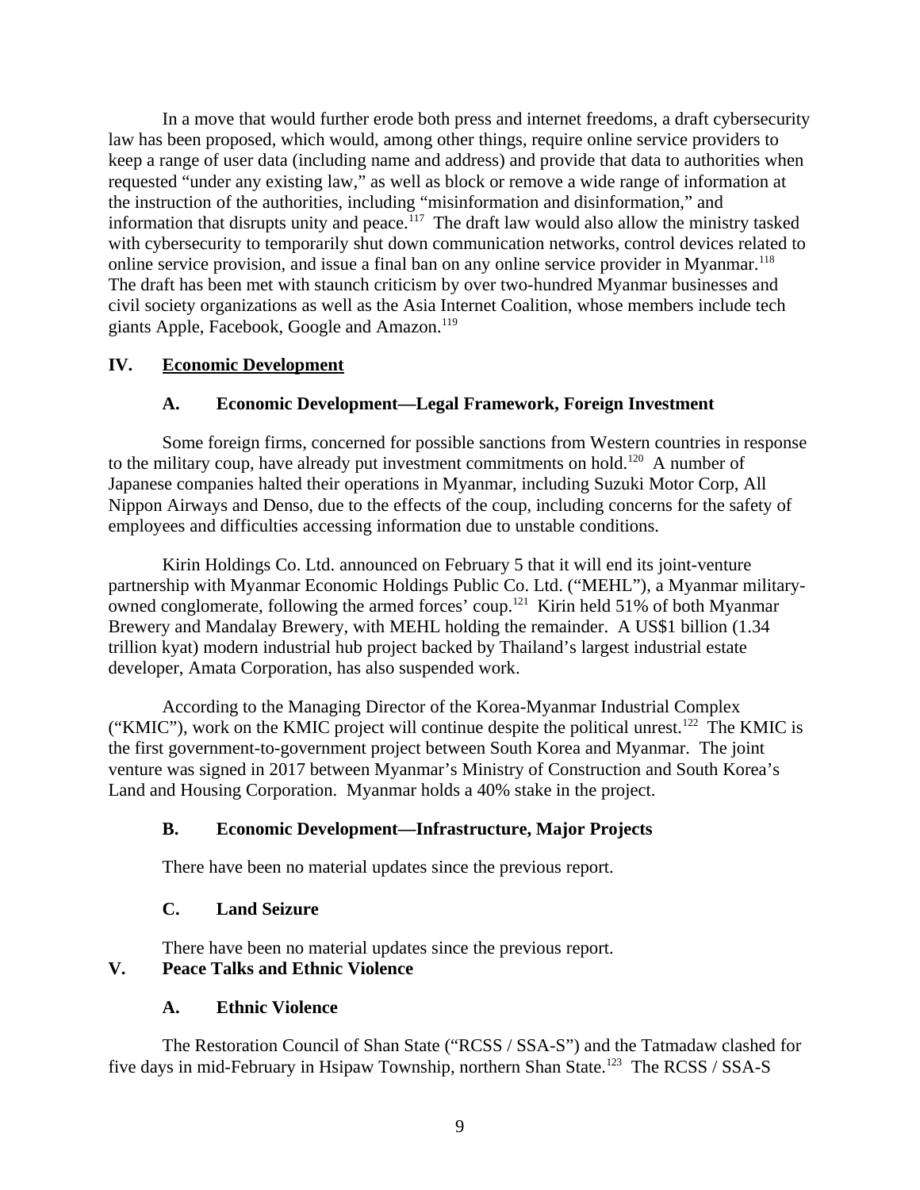In a move that would further erode both press and internet freedoms, a draft cybersecurity law has been proposed, which would, among other things, require online service providers to keep a range of user data (including name and address) and provide that data to authorities when requested "under any existing law," as well as block or remove a wide range of information at the instruction of the authorities, including "misinformation and disinformation," and information that disrupts unity and peace.[117] The draft law would also allow the ministry tasked with cybersecurity to temporarily shut down communication networks, control devices related to online service provision, and issue a final ban on any online service provider in Myanmar.[118] The draft has been met with staunch criticism by over two-hundred Myanmar businesses and civil society organizations as well as the Asia Internet Coalition, whose members include tech giants Apple, Facebook, Google and Amazon.[119]

## IV. Economic Development

### A. Economic Development—Legal Framework, Foreign Investment

Some foreign firms, concerned for possible sanctions from Western countries in response to the military coup, have already put investment commitments on hold.[120] A number of Japanese companies halted their operations in Myanmar, including Suzuki Motor Corp, All Nippon Airways and Denso, due to the effects of the coup, including concerns for the safety of employees and difficulties accessing information due to unstable conditions.

Kirin Holdings Co. Ltd. announced on February 5 that it will end its joint-venture partnership with Myanmar Economic Holdings Public Co. Ltd. ("MEHL"), a Myanmar military-owned conglomerate, following the armed forces' coup.[121] Kirin held 51% of both Myanmar Brewery and Mandalay Brewery, with MEHL holding the remainder. A US$1 billion (1.34 trillion kyat) modern industrial hub project backed by Thailand's largest industrial estate developer, Amata Corporation, has also suspended work.

According to the Managing Director of the Korea-Myanmar Industrial Complex ("KMIC"), work on the KMIC project will continue despite the political unrest.[122] The KMIC is the first government-to-government project between South Korea and Myanmar. The joint venture was signed in 2017 between Myanmar's Ministry of Construction and South Korea's Land and Housing Corporation. Myanmar holds a 40% stake in the project.

### B. Economic Development—Infrastructure, Major Projects

There have been no material updates since the previous report.

### C. Land Seizure

There have been no material updates since the previous report.

## V. Peace Talks and Ethnic Violence

### A. Ethnic Violence

The Restoration Council of Shan State ("RCSS / SSA-S") and the Tatmadaw clashed for five days in mid-February in Hsipaw Township, northern Shan State.[123] The RCSS / SSA-S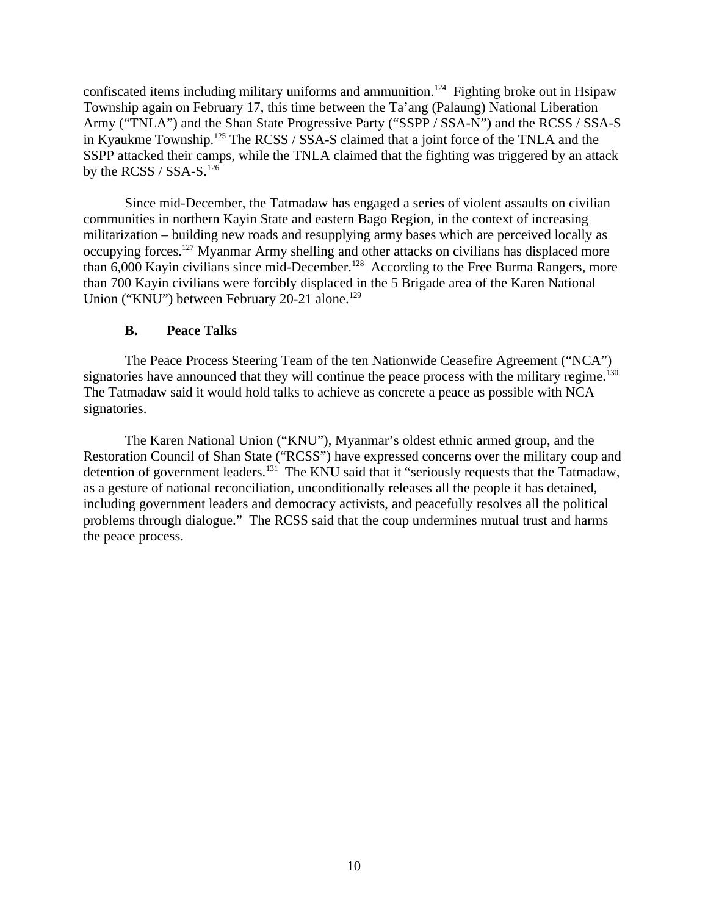confiscated items including military uniforms and ammunition.[124] Fighting broke out in Hsipaw Township again on February 17, this time between the Ta'ang (Palaung) National Liberation Army ("TNLA") and the Shan State Progressive Party ("SSPP / SSA-N") and the RCSS / SSA-S in Kyaukme Township.[125] The RCSS / SSA-S claimed that a joint force of the TNLA and the SSPP attacked their camps, while the TNLA claimed that the fighting was triggered by an attack by the RCSS / SSA-S.[126]

Since mid-December, the Tatmadaw has engaged a series of violent assaults on civilian communities in northern Kayin State and eastern Bago Region, in the context of increasing militarization – building new roads and resupplying army bases which are perceived locally as occupying forces.[127] Myanmar Army shelling and other attacks on civilians has displaced more than 6,000 Kayin civilians since mid-December.[128] According to the Free Burma Rangers, more than 700 Kayin civilians were forcibly displaced in the 5 Brigade area of the Karen National Union ("KNU") between February 20-21 alone.[129]

### B. Peace Talks

The Peace Process Steering Team of the ten Nationwide Ceasefire Agreement ("NCA") signatories have announced that they will continue the peace process with the military regime.[130] The Tatmadaw said it would hold talks to achieve as concrete a peace as possible with NCA signatories.

The Karen National Union ("KNU"), Myanmar's oldest ethnic armed group, and the Restoration Council of Shan State ("RCSS") have expressed concerns over the military coup and detention of government leaders.[131] The KNU said that it "seriously requests that the Tatmadaw, as a gesture of national reconciliation, unconditionally releases all the people it has detained, including government leaders and democracy activists, and peacefully resolves all the political problems through dialogue." The RCSS said that the coup undermines mutual trust and harms the peace process.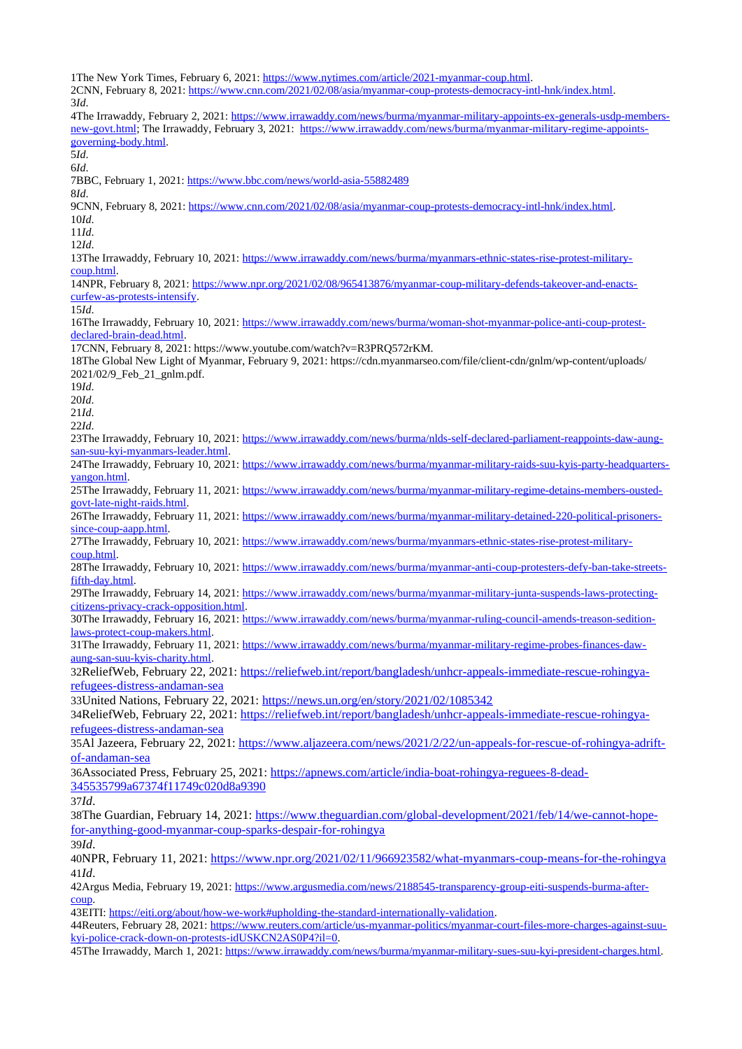1The New York Times, February 6, 2021: https://www.nytimes.com/article/2021-myanmar-coup.html.

2CNN, February 8, 2021: https://www.cnn.com/2021/02/08/asia/myanmar-coup-protests-democracy-intl-hnk/index.html.

3*Id*.

4The Irrawaddy, February 2, 2021: https://www.irrawaddy.com/news/burma/myanmar-military-appoints-ex-generals-usdp-members-new-govt.html; The Irrawaddy, February 3, 2021: https://www.irrawaddy.com/news/burma/myanmar-military-regime-appoints-governing-body.html.

5*Id*.

6*Id*.

7BBC, February 1, 2021: https://www.bbc.com/news/world-asia-55882489

8*Id*.

9CNN, February 8, 2021: https://www.cnn.com/2021/02/08/asia/myanmar-coup-protests-democracy-intl-hnk/index.html.

10*Id*.

11*Id*.

12*Id*.

13The Irrawaddy, February 10, 2021: https://www.irrawaddy.com/news/burma/myanmars-ethnic-states-rise-protest-military-coup.html.

14NPR, February 8, 2021: https://www.npr.org/2021/02/08/965413876/myanmar-coup-military-defends-takeover-and-enacts-curfew-as-protests-intensify.

15*Id*.

16The Irrawaddy, February 10, 2021: https://www.irrawaddy.com/news/burma/woman-shot-myanmar-police-anti-coup-protest-declared-brain-dead.html.

17CNN, February 8, 2021: https://www.youtube.com/watch?v=R3PRQ572rKM.

18The Global New Light of Myanmar, February 9, 2021: https://cdn.myanmarseo.com/file/client-cdn/gnlm/wp-content/uploads/2021/02/9_Feb_21_gnlm.pdf.

19*Id*.

20*Id*.

21*Id*.

22*Id*.

23The Irrawaddy, February 10, 2021: https://www.irrawaddy.com/news/burma/nlds-self-declared-parliament-reappoints-daw-aung-san-suu-kyi-myanmars-leader.html.

24The Irrawaddy, February 10, 2021: https://www.irrawaddy.com/news/burma/myanmar-military-raids-suu-kyis-party-headquarters-yangon.html.

25The Irrawaddy, February 11, 2021: https://www.irrawaddy.com/news/burma/myanmar-military-regime-detains-members-ousted-govt-late-night-raids.html.

26The Irrawaddy, February 11, 2021: https://www.irrawaddy.com/news/burma/myanmar-military-detained-220-political-prisoners-since-coup-aapp.html.

27The Irrawaddy, February 10, 2021: https://www.irrawaddy.com/news/burma/myanmars-ethnic-states-rise-protest-military-coup.html.

28The Irrawaddy, February 10, 2021: https://www.irrawaddy.com/news/burma/myanmar-anti-coup-protesters-defy-ban-take-streets-fifth-day.html.

29The Irrawaddy, February 14, 2021: https://www.irrawaddy.com/news/burma/myanmar-military-junta-suspends-laws-protecting-citizens-privacy-crack-opposition.html.

30The Irrawaddy, February 16, 2021: https://www.irrawaddy.com/news/burma/myanmar-ruling-council-amends-treason-sedition-laws-protect-coup-makers.html.

31The Irrawaddy, February 11, 2021: https://www.irrawaddy.com/news/burma/myanmar-military-regime-probes-finances-daw-aung-san-suu-kyis-charity.html.

32ReliefWeb, February 22, 2021: https://reliefweb.int/report/bangladesh/unhcr-appeals-immediate-rescue-rohingya-refugees-distress-andaman-sea

33United Nations, February 22, 2021: https://news.un.org/en/story/2021/02/1085342

34ReliefWeb, February 22, 2021: https://reliefweb.int/report/bangladesh/unhcr-appeals-immediate-rescue-rohingya-refugees-distress-andaman-sea

35Al Jazeera, February 22, 2021: https://www.aljazeera.com/news/2021/2/22/un-appeals-for-rescue-of-rohingya-adrift-of-andaman-sea

36Associated Press, February 25, 2021: https://apnews.com/article/india-boat-rohingya-reguees-8-dead-345535799a67374f11749c020d8a9390

37*Id*.

38The Guardian, February 14, 2021: https://www.theguardian.com/global-development/2021/feb/14/we-cannot-hope-for-anything-good-myanmar-coup-sparks-despair-for-rohingya

39*Id*.

40NPR, February 11, 2021: https://www.npr.org/2021/02/11/966923582/what-myanmars-coup-means-for-the-rohingya

41*Id*.

42Argus Media, February 19, 2021: https://www.argusmedia.com/news/2188545-transparency-group-eiti-suspends-burma-after-coup.

43EITI: https://eiti.org/about/how-we-work#upholding-the-standard-internationally-validation.

44Reuters, February 28, 2021: https://www.reuters.com/article/us-myanmar-politics/myanmar-court-files-more-charges-against-suu-kyi-police-crack-down-on-protests-idUSKCN2AS0P4?il=0.

45The Irrawaddy, March 1, 2021: https://www.irrawaddy.com/news/burma/myanmar-military-sues-suu-kyi-president-charges.html.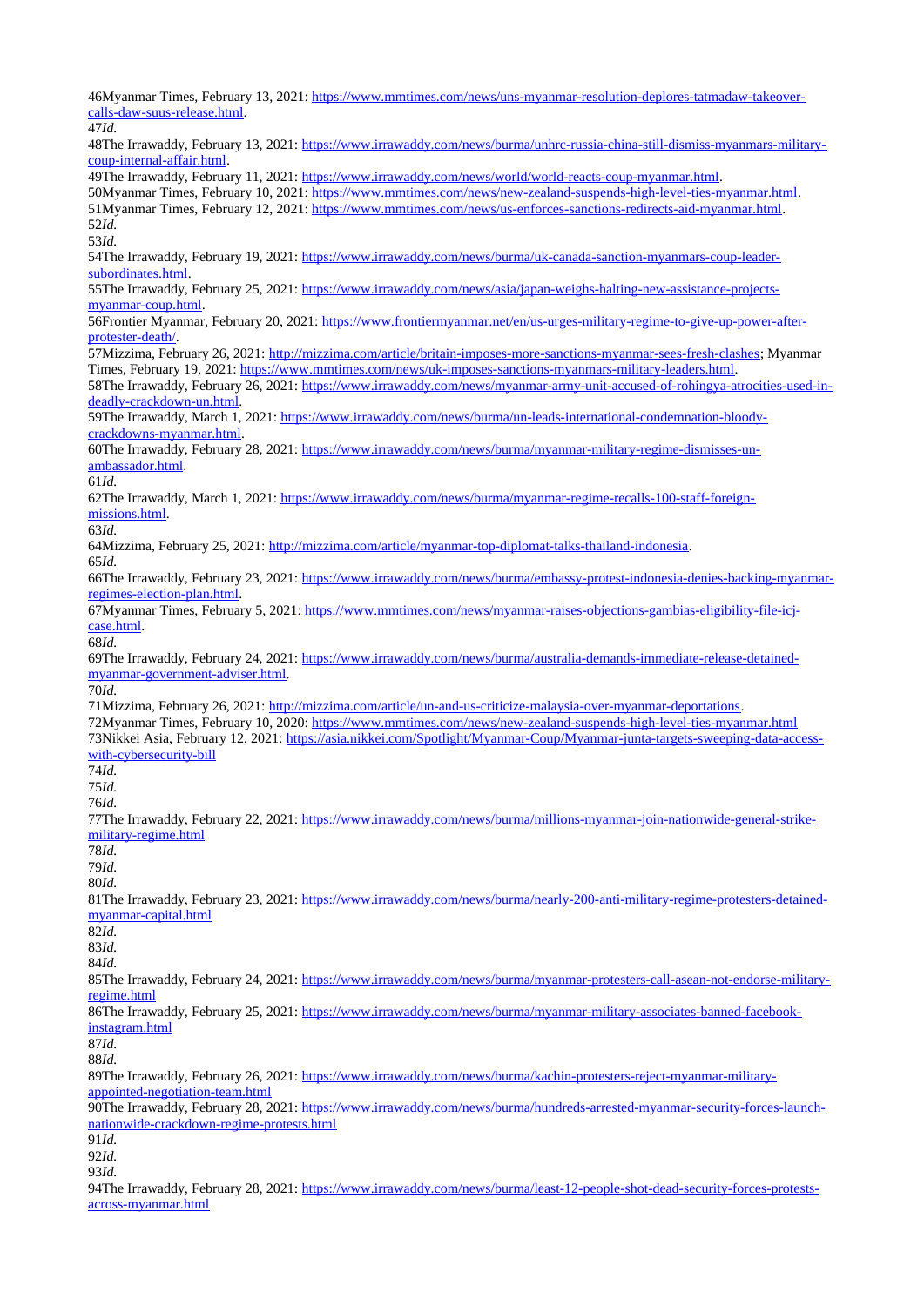46Myanmar Times, February 13, 2021: https://www.mmtimes.com/news/uns-myanmar-resolution-deplores-tatmadaw-takeover-calls-daw-suus-release.html.

47*Id.*

48The Irrawaddy, February 13, 2021: https://www.irrawaddy.com/news/burma/unhrc-russia-china-still-dismiss-myanmars-military-coup-internal-affair.html.

49The Irrawaddy, February 11, 2021: https://www.irrawaddy.com/news/world/world-reacts-coup-myanmar.html.

50Myanmar Times, February 10, 2021: https://www.mmtimes.com/news/new-zealand-suspends-high-level-ties-myanmar.html.

51Myanmar Times, February 12, 2021: https://www.mmtimes.com/news/us-enforces-sanctions-redirects-aid-myanmar.html.

52*Id.*

53*Id.*

54The Irrawaddy, February 19, 2021: https://www.irrawaddy.com/news/burma/uk-canada-sanction-myanmars-coup-leader-subordinates.html.

55The Irrawaddy, February 25, 2021: https://www.irrawaddy.com/news/asia/japan-weighs-halting-new-assistance-projects-myanmar-coup.html.

56Frontier Myanmar, February 20, 2021: https://www.frontiermyanmar.net/en/us-urges-military-regime-to-give-up-power-after-protester-death/.

57Mizzima, February 26, 2021: http://mizzima.com/article/britain-imposes-more-sanctions-myanmar-sees-fresh-clashes; Myanmar Times, February 19, 2021: https://www.mmtimes.com/news/uk-imposes-sanctions-myanmars-military-leaders.html.

58The Irrawaddy, February 26, 2021: https://www.irrawaddy.com/news/myanmar-army-unit-accused-of-rohingya-atrocities-used-in-deadly-crackdown-un.html.

59The Irrawaddy, March 1, 2021: https://www.irrawaddy.com/news/burma/un-leads-international-condemnation-bloody-crackdowns-myanmar.html.

60The Irrawaddy, February 28, 2021: https://www.irrawaddy.com/news/burma/myanmar-military-regime-dismisses-un-ambassador.html.

61*Id.*

62The Irrawaddy, March 1, 2021: https://www.irrawaddy.com/news/burma/myanmar-regime-recalls-100-staff-foreign-missions.html.

63*Id.*

64Mizzima, February 25, 2021: http://mizzima.com/article/myanmar-top-diplomat-talks-thailand-indonesia.

65*Id.*

66The Irrawaddy, February 23, 2021: https://www.irrawaddy.com/news/burma/embassy-protest-indonesia-denies-backing-myanmar-regimes-election-plan.html.

67Myanmar Times, February 5, 2021: https://www.mmtimes.com/news/myanmar-raises-objections-gambias-eligibility-file-icj-case.html.

68*Id.*

69The Irrawaddy, February 24, 2021: https://www.irrawaddy.com/news/burma/australia-demands-immediate-release-detained-myanmar-government-adviser.html.

70*Id.*

71Mizzima, February 26, 2021: http://mizzima.com/article/un-and-us-criticize-malaysia-over-myanmar-deportations.

72Myanmar Times, February 10, 2020: https://www.mmtimes.com/news/new-zealand-suspends-high-level-ties-myanmar.html

73Nikkei Asia, February 12, 2021: https://asia.nikkei.com/Spotlight/Myanmar-Coup/Myanmar-junta-targets-sweeping-data-access-with-cybersecurity-bill

74*Id.*

75*Id.*

76*Id.*

77The Irrawaddy, February 22, 2021: https://www.irrawaddy.com/news/burma/millions-myanmar-join-nationwide-general-strike-military-regime.html

78*Id.*

79*Id.*

80*Id.*

81The Irrawaddy, February 23, 2021: https://www.irrawaddy.com/news/burma/nearly-200-anti-military-regime-protesters-detained-myanmar-capital.html

82*Id.*

83*Id.*

84*Id.*

85The Irrawaddy, February 24, 2021: https://www.irrawaddy.com/news/burma/myanmar-protesters-call-asean-not-endorse-military-regime.html

86The Irrawaddy, February 25, 2021: https://www.irrawaddy.com/news/burma/myanmar-military-associates-banned-facebook-instagram.html

87*Id.*

88*Id.*

89The Irrawaddy, February 26, 2021: https://www.irrawaddy.com/news/burma/kachin-protesters-reject-myanmar-military-appointed-negotiation-team.html

90The Irrawaddy, February 28, 2021: https://www.irrawaddy.com/news/burma/hundreds-arrested-myanmar-security-forces-launch-nationwide-crackdown-regime-protests.html

91*Id.*

92*Id.*

93*Id.*

94The Irrawaddy, February 28, 2021: https://www.irrawaddy.com/news/burma/least-12-people-shot-dead-security-forces-protests-across-myanmar.html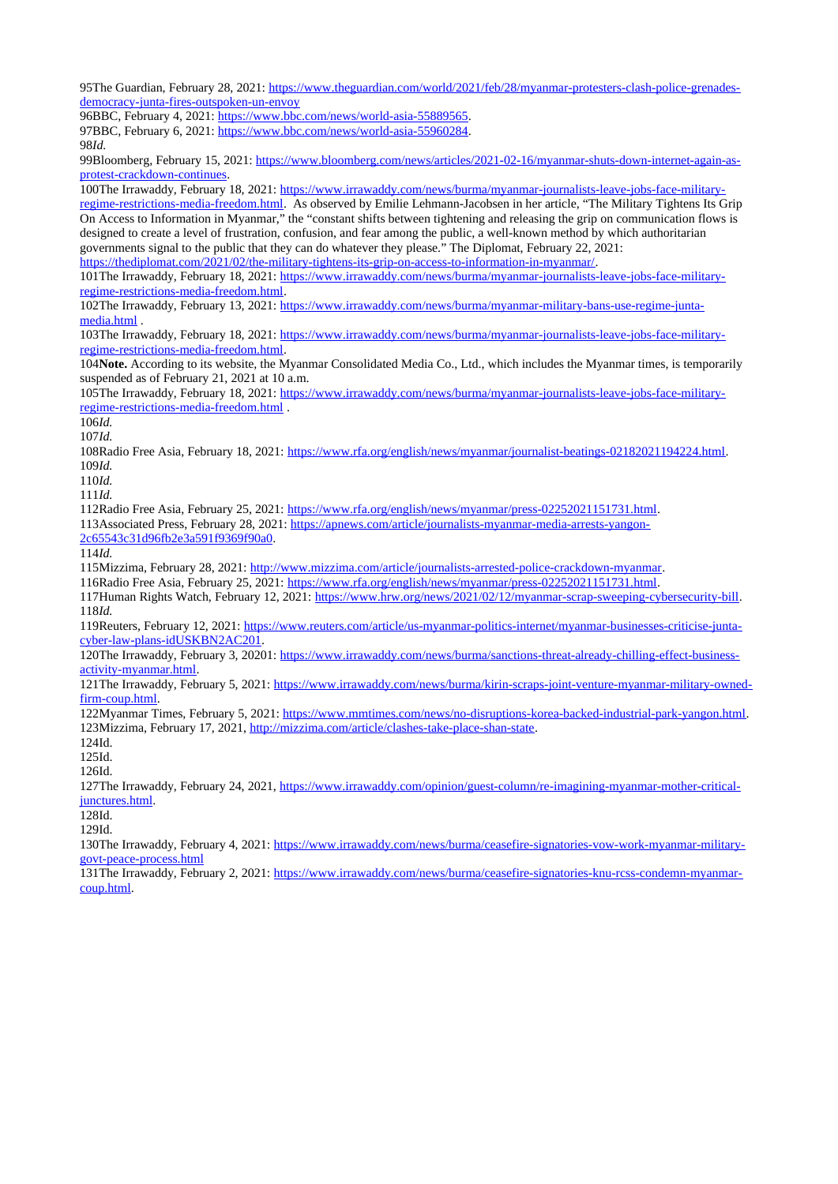95The Guardian, February 28, 2021: https://www.theguardian.com/world/2021/feb/28/myanmar-protesters-clash-police-grenades-democracy-junta-fires-outspoken-un-envoy

96BBC, February 4, 2021: https://www.bbc.com/news/world-asia-55889565.

97BBC, February 6, 2021: https://www.bbc.com/news/world-asia-55960284.

98*Id.*

99Bloomberg, February 15, 2021: https://www.bloomberg.com/news/articles/2021-02-16/myanmar-shuts-down-internet-again-as-protest-crackdown-continues.

100The Irrawaddy, February 18, 2021: https://www.irrawaddy.com/news/burma/myanmar-journalists-leave-jobs-face-military-regime-restrictions-media-freedom.html. As observed by Emilie Lehmann-Jacobsen in her article, "The Military Tightens Its Grip On Access to Information in Myanmar," the "constant shifts between tightening and releasing the grip on communication flows is designed to create a level of frustration, confusion, and fear among the public, a well-known method by which authoritarian governments signal to the public that they can do whatever they please." The Diplomat, February 22, 2021: https://thediplomat.com/2021/02/the-military-tightens-its-grip-on-access-to-information-in-myanmar/.

101The Irrawaddy, February 18, 2021: https://www.irrawaddy.com/news/burma/myanmar-journalists-leave-jobs-face-military-regime-restrictions-media-freedom.html.

102The Irrawaddy, February 13, 2021: https://www.irrawaddy.com/news/burma/myanmar-military-bans-use-regime-junta-media.html .

103The Irrawaddy, February 18, 2021: https://www.irrawaddy.com/news/burma/myanmar-journalists-leave-jobs-face-military-regime-restrictions-media-freedom.html.

104**Note.** According to its website, the Myanmar Consolidated Media Co., Ltd., which includes the Myanmar times, is temporarily suspended as of February 21, 2021 at 10 a.m.

105The Irrawaddy, February 18, 2021: https://www.irrawaddy.com/news/burma/myanmar-journalists-leave-jobs-face-military-regime-restrictions-media-freedom.html .

106*Id.*

107*Id.*

108Radio Free Asia, February 18, 2021: https://www.rfa.org/english/news/myanmar/journalist-beatings-02182021194224.html.

109*Id.*

110*Id.*

111*Id.*

112Radio Free Asia, February 25, 2021: https://www.rfa.org/english/news/myanmar/press-02252021151731.html.

113Associated Press, February 28, 2021: https://apnews.com/article/journalists-myanmar-media-arrests-yangon-2c65543c31d96fb2e3a591f9369f90a0.

114*Id.*

115Mizzima, February 28, 2021: http://www.mizzima.com/article/journalists-arrested-police-crackdown-myanmar.

116Radio Free Asia, February 25, 2021: https://www.rfa.org/english/news/myanmar/press-02252021151731.html.

117Human Rights Watch, February 12, 2021: https://www.hrw.org/news/2021/02/12/myanmar-scrap-sweeping-cybersecurity-bill.

118*Id.*

119Reuters, February 12, 2021: https://www.reuters.com/article/us-myanmar-politics-internet/myanmar-businesses-criticise-junta-cyber-law-plans-idUSKBN2AC201.

120The Irrawaddy, February 3, 20201: https://www.irrawaddy.com/news/burma/sanctions-threat-already-chilling-effect-business-activity-myanmar.html.

121The Irrawaddy, February 5, 2021: https://www.irrawaddy.com/news/burma/kirin-scraps-joint-venture-myanmar-military-owned-firm-coup.html.

122Myanmar Times, February 5, 2021: https://www.mmtimes.com/news/no-disruptions-korea-backed-industrial-park-yangon.html.

123Mizzima, February 17, 2021, http://mizzima.com/article/clashes-take-place-shan-state.

124Id.

125Id.

126Id.

127The Irrawaddy, February 24, 2021, https://www.irrawaddy.com/opinion/guest-column/re-imagining-myanmar-mother-critical-junctures.html.

128Id.

129Id.

130The Irrawaddy, February 4, 2021: https://www.irrawaddy.com/news/burma/ceasefire-signatories-vow-work-myanmar-military-govt-peace-process.html

131The Irrawaddy, February 2, 2021: https://www.irrawaddy.com/news/burma/ceasefire-signatories-knu-rcss-condemn-myanmar-coup.html.